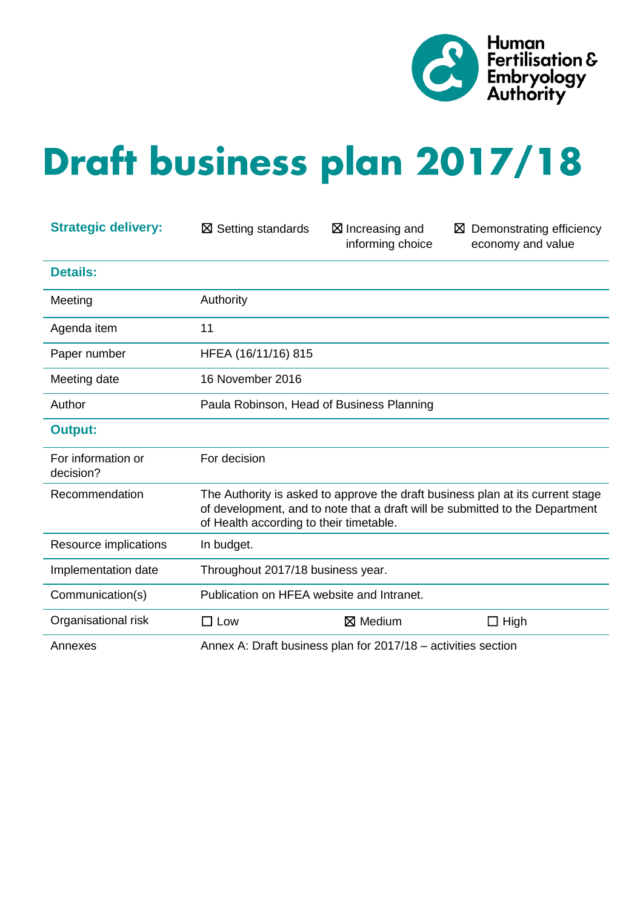Human Fertilisation & Embryology Authority

# Draft business plan 2017/18

| **Strategic delivery:** | ☒ Setting standards | ☒ Increasing and informing choice | ☒ Demonstrating efficiency economy and value |
|---|---|---|---|
| **Details:** | | | |
| Meeting | Authority | | |
| Agenda item | 11 | | |
| Paper number | HFEA (16/11/16) 815 | | |
| Meeting date | 16 November 2016 | | |
| Author | Paula Robinson, Head of Business Planning | | |
| **Output:** | | | |
| For information or decision? | For decision | | |
| Recommendation | The Authority is asked to approve the draft business plan at its current stage of development, and to note that a draft will be submitted to the Department of Health according to their timetable. | | |
| Resource implications | In budget. | | |
| Implementation date | Throughout 2017/18 business year. | | |
| Communication(s) | Publication on HFEA website and Intranet. | | |
| Organisational risk | ☐ Low | ☒ Medium | ☐ High |
| Annexes | Annex A: Draft business plan for 2017/18 – activities section | | |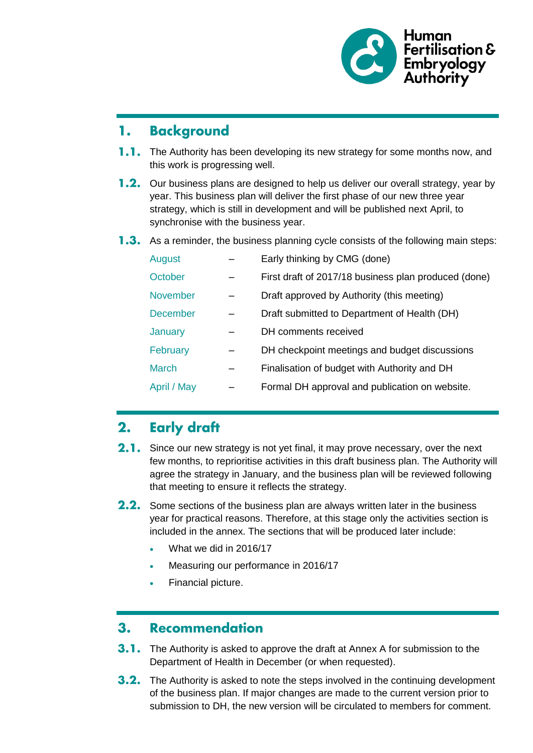## 1. Background

**1.1.** The Authority has been developing its new strategy for some months now, and this work is progressing well.

**1.2.** Our business plans are designed to help us deliver our overall strategy, year by year. This business plan will deliver the first phase of our new three year strategy, which is still in development and will be published next April, to synchronise with the business year.

**1.3.** As a reminder, the business planning cycle consists of the following main steps:

| | | |
|---|---|---|
| August | – | Early thinking by CMG (done) |
| October | – | First draft of 2017/18 business plan produced (done) |
| November | – | Draft approved by Authority (this meeting) |
| December | – | Draft submitted to Department of Health (DH) |
| January | – | DH comments received |
| February | – | DH checkpoint meetings and budget discussions |
| March | – | Finalisation of budget with Authority and DH |
| April / May | – | Formal DH approval and publication on website. |

## 2. Early draft

**2.1.** Since our new strategy is not yet final, it may prove necessary, over the next few months, to reprioritise activities in this draft business plan. The Authority will agree the strategy in January, and the business plan will be reviewed following that meeting to ensure it reflects the strategy.

**2.2.** Some sections of the business plan are always written later in the business year for practical reasons. Therefore, at this stage only the activities section is included in the annex. The sections that will be produced later include:

- What we did in 2016/17
- Measuring our performance in 2016/17
- Financial picture.

## 3. Recommendation

**3.1.** The Authority is asked to approve the draft at Annex A for submission to the Department of Health in December (or when requested).

**3.2.** The Authority is asked to note the steps involved in the continuing development of the business plan. If major changes are made to the current version prior to submission to DH, the new version will be circulated to members for comment.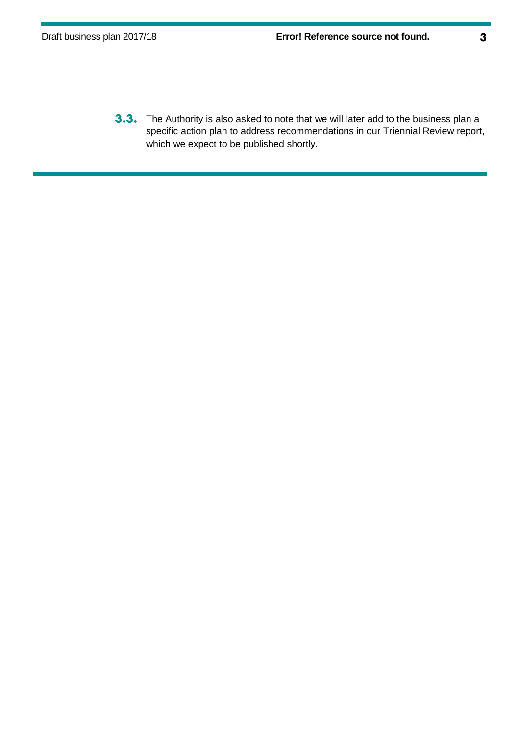**3.3.** The Authority is also asked to note that we will later add to the business plan a specific action plan to address recommendations in our Triennial Review report, which we expect to be published shortly.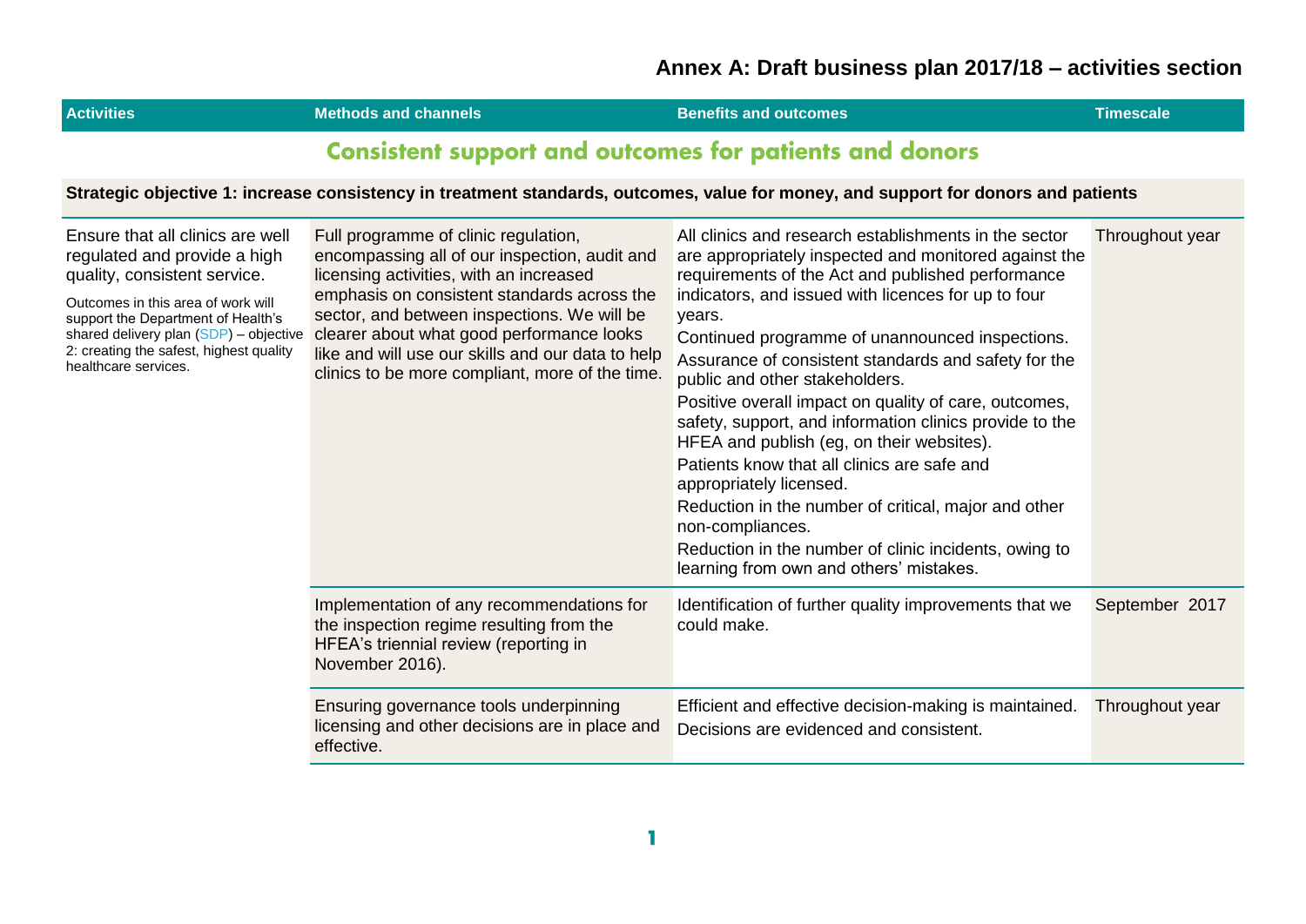# Annex A: Draft business plan 2017/18 – activities section

| Activities | Methods and channels | Benefits and outcomes | Timescale |
|---|---|---|---|
| **Consistent support and outcomes for patients and donors** | | | |
| **Strategic objective 1: increase consistency in treatment standards, outcomes, value for money, and support for donors and patients** | | | |
| Ensure that all clinics are well regulated and provide a high quality, consistent service.<br><br>Outcomes in this area of work will support the Department of Health's shared delivery plan (SDP) – objective 2: creating the safest, highest quality healthcare services. | Full programme of clinic regulation, encompassing all of our inspection, audit and licensing activities, with an increased emphasis on consistent standards across the sector, and between inspections. We will be clearer about what good performance looks like and will use our skills and our data to help clinics to be more compliant, more of the time. | All clinics and research establishments in the sector are appropriately inspected and monitored against the requirements of the Act and published performance indicators, and issued with licences for up to four years.<br>Continued programme of unannounced inspections.<br>Assurance of consistent standards and safety for the public and other stakeholders.<br>Positive overall impact on quality of care, outcomes, safety, support, and information clinics provide to the HFEA and publish (eg, on their websites).<br>Patients know that all clinics are safe and appropriately licensed.<br>Reduction in the number of critical, major and other non-compliances.<br>Reduction in the number of clinic incidents, owing to learning from own and others' mistakes. | Throughout year |
| | Implementation of any recommendations for the inspection regime resulting from the HFEA's triennial review (reporting in November 2016). | Identification of further quality improvements that we could make. | September 2017 |
| | Ensuring governance tools underpinning licensing and other decisions are in place and effective. | Efficient and effective decision-making is maintained.<br>Decisions are evidenced and consistent. | Throughout year |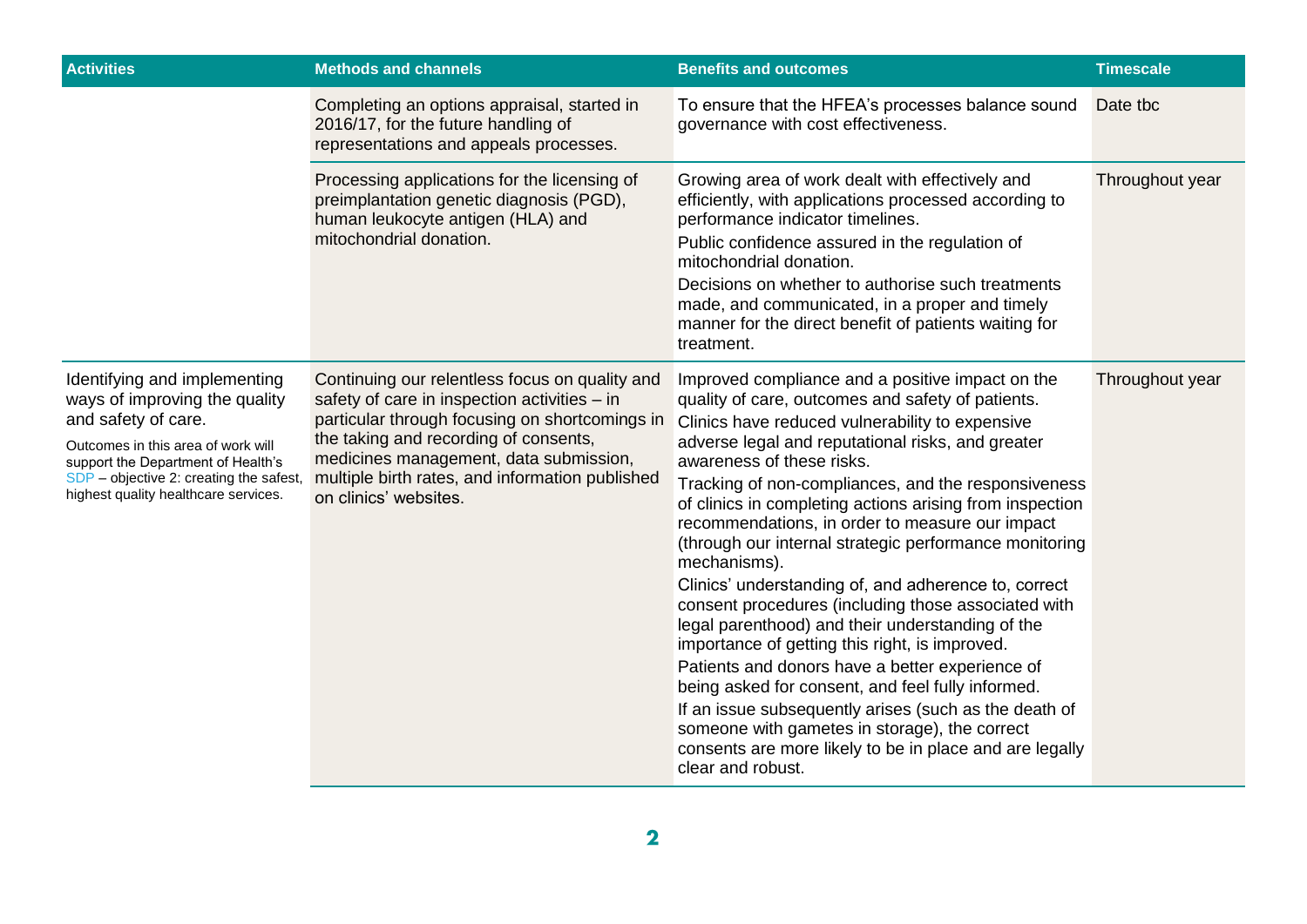| Activities | Methods and channels | Benefits and outcomes | Timescale |
|---|---|---|---|
| | Completing an options appraisal, started in 2016/17, for the future handling of representations and appeals processes. | To ensure that the HFEA's processes balance sound governance with cost effectiveness. | Date tbc |
| | Processing applications for the licensing of preimplantation genetic diagnosis (PGD), human leukocyte antigen (HLA) and mitochondrial donation. | Growing area of work dealt with effectively and efficiently, with applications processed according to performance indicator timelines.<br>Public confidence assured in the regulation of mitochondrial donation.<br>Decisions on whether to authorise such treatments made, and communicated, in a proper and timely manner for the direct benefit of patients waiting for treatment. | Throughout year |
| Identifying and implementing ways of improving the quality and safety of care.<br>Outcomes in this area of work will support the Department of Health's SDP – objective 2: creating the safest, highest quality healthcare services. | Continuing our relentless focus on quality and safety of care in inspection activities – in particular through focusing on shortcomings in the taking and recording of consents, medicines management, data submission, multiple birth rates, and information published on clinics' websites. | Improved compliance and a positive impact on the quality of care, outcomes and safety of patients.<br>Clinics have reduced vulnerability to expensive adverse legal and reputational risks, and greater awareness of these risks.<br>Tracking of non-compliances, and the responsiveness of clinics in completing actions arising from inspection recommendations, in order to measure our impact (through our internal strategic performance monitoring mechanisms).<br>Clinics' understanding of, and adherence to, correct consent procedures (including those associated with legal parenthood) and their understanding of the importance of getting this right, is improved.<br>Patients and donors have a better experience of being asked for consent, and feel fully informed.<br>If an issue subsequently arises (such as the death of someone with gametes in storage), the correct consents are more likely to be in place and are legally clear and robust. | Throughout year |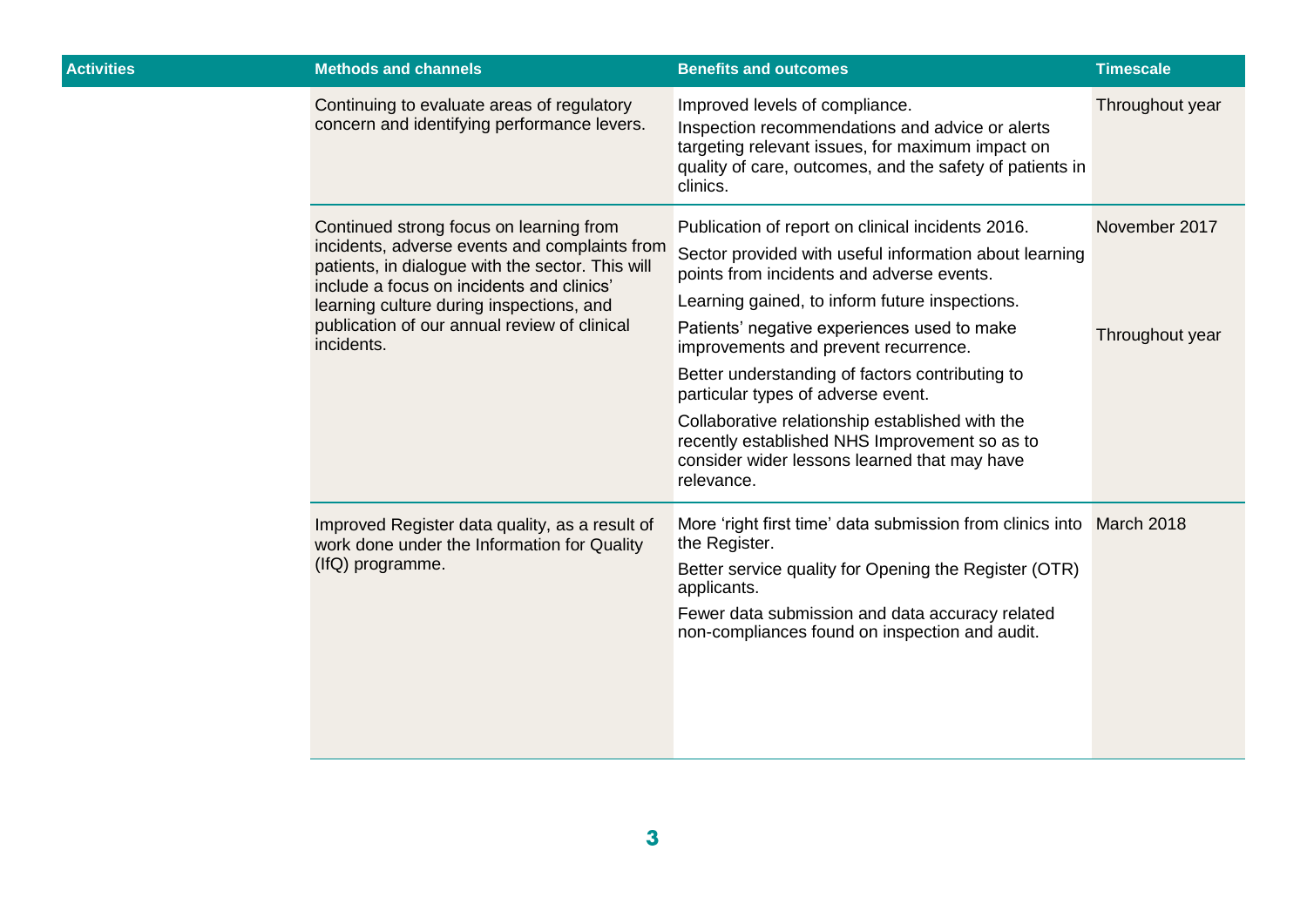| Activities | Methods and channels | Benefits and outcomes | Timescale |
|---|---|---|---|
| | Continuing to evaluate areas of regulatory concern and identifying performance levers. | Improved levels of compliance.<br>Inspection recommendations and advice or alerts targeting relevant issues, for maximum impact on quality of care, outcomes, and the safety of patients in clinics. | Throughout year |
| | Continued strong focus on learning from incidents, adverse events and complaints from patients, in dialogue with the sector. This will include a focus on incidents and clinics' learning culture during inspections, and publication of our annual review of clinical incidents. | Publication of report on clinical incidents 2016.<br>Sector provided with useful information about learning points from incidents and adverse events.<br>Learning gained, to inform future inspections.<br>Patients' negative experiences used to make improvements and prevent recurrence.<br>Better understanding of factors contributing to particular types of adverse event.<br>Collaborative relationship established with the recently established NHS Improvement so as to consider wider lessons learned that may have relevance. | November 2017<br><br>Throughout year |
| | Improved Register data quality, as a result of work done under the Information for Quality (IfQ) programme. | More 'right first time' data submission from clinics into the Register.<br>Better service quality for Opening the Register (OTR) applicants.<br>Fewer data submission and data accuracy related non-compliances found on inspection and audit. | March 2018 |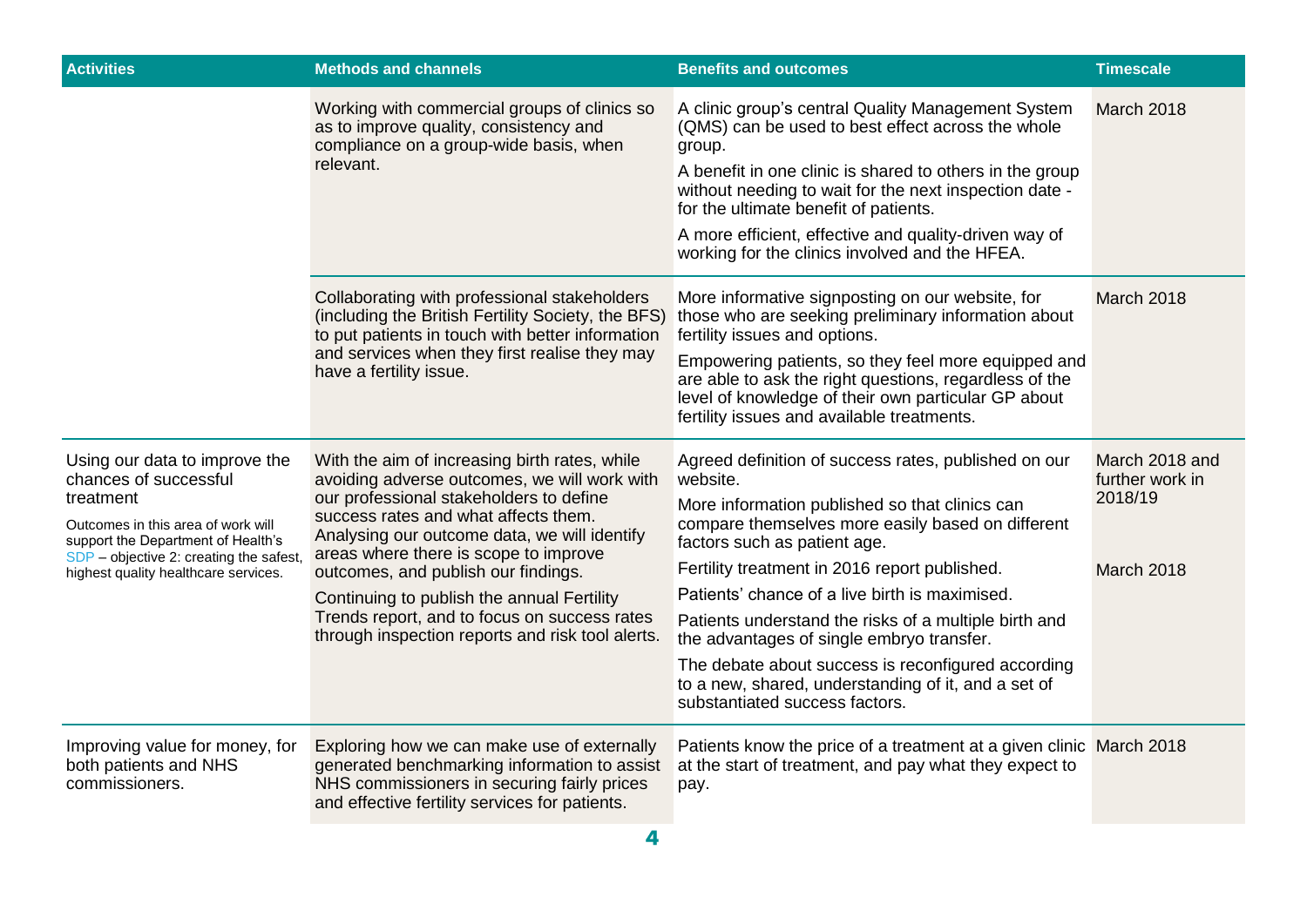| Activities | Methods and channels | Benefits and outcomes | Timescale |
|---|---|---|---|
| | Working with commercial groups of clinics so as to improve quality, consistency and compliance on a group-wide basis, when relevant. | A clinic group's central Quality Management System (QMS) can be used to best effect across the whole group.<br>A benefit in one clinic is shared to others in the group without needing to wait for the next inspection date - for the ultimate benefit of patients.<br>A more efficient, effective and quality-driven way of working for the clinics involved and the HFEA. | March 2018 |
| | Collaborating with professional stakeholders (including the British Fertility Society, the BFS) to put patients in touch with better information and services when they first realise they may have a fertility issue. | More informative signposting on our website, for those who are seeking preliminary information about fertility issues and options.<br>Empowering patients, so they feel more equipped and are able to ask the right questions, regardless of the level of knowledge of their own particular GP about fertility issues and available treatments. | March 2018 |
| Using our data to improve the chances of successful treatment<br>Outcomes in this area of work will support the Department of Health's SDP – objective 2: creating the safest, highest quality healthcare services. | With the aim of increasing birth rates, while avoiding adverse outcomes, we will work with our professional stakeholders to define success rates and what affects them. Analysing our outcome data, we will identify areas where there is scope to improve outcomes, and publish our findings.<br>Continuing to publish the annual Fertility Trends report, and to focus on success rates through inspection reports and risk tool alerts. | Agreed definition of success rates, published on our website.<br>More information published so that clinics can compare themselves more easily based on different factors such as patient age.<br>Fertility treatment in 2016 report published.<br>Patients' chance of a live birth is maximised.<br>Patients understand the risks of a multiple birth and the advantages of single embryo transfer.<br>The debate about success is reconfigured according to a new, shared, understanding of it, and a set of substantiated success factors. | March 2018 and further work in 2018/19<br><br>March 2018 |
| Improving value for money, for both patients and NHS commissioners. | Exploring how we can make use of externally generated benchmarking information to assist NHS commissioners in securing fairly prices and effective fertility services for patients. | Patients know the price of a treatment at a given clinic at the start of treatment, and pay what they expect to pay. | March 2018 |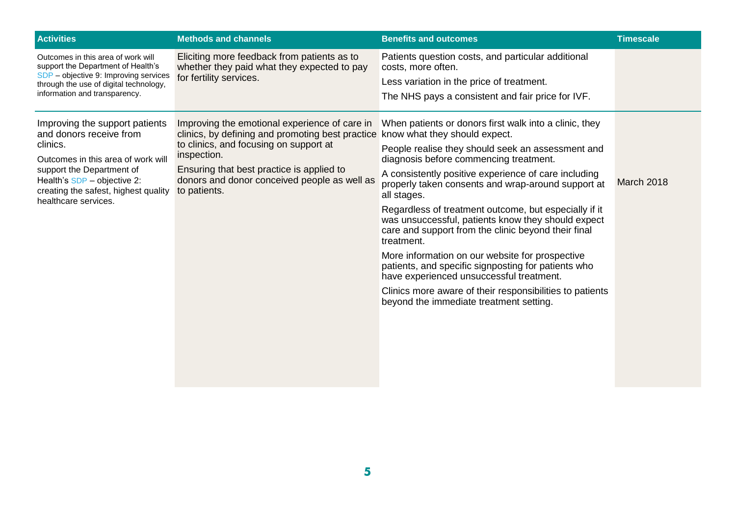| Activities | Methods and channels | Benefits and outcomes | Timescale |
|---|---|---|---|
| Outcomes in this area of work will support the Department of Health's SDP – objective 9: Improving services through the use of digital technology, information and transparency. | Eliciting more feedback from patients as to whether they paid what they expected to pay for fertility services. | Patients question costs, and particular additional costs, more often.<br><br>Less variation in the price of treatment.<br><br>The NHS pays a consistent and fair price for IVF. | |
| Improving the support patients and donors receive from clinics.<br><br>Outcomes in this area of work will support the Department of Health's SDP – objective 2: creating the safest, highest quality healthcare services. | Improving the emotional experience of care in clinics, by defining and promoting best practice to clinics, and focusing on support at inspection.<br><br>Ensuring that best practice is applied to donors and donor conceived people as well as to patients. | When patients or donors first walk into a clinic, they know what they should expect.<br><br>People realise they should seek an assessment and diagnosis before commencing treatment.<br><br>A consistently positive experience of care including properly taken consents and wrap-around support at all stages.<br><br>Regardless of treatment outcome, but especially if it was unsuccessful, patients know they should expect care and support from the clinic beyond their final treatment.<br><br>More information on our website for prospective patients, and specific signposting for patients who have experienced unsuccessful treatment.<br><br>Clinics more aware of their responsibilities to patients beyond the immediate treatment setting. | March 2018 |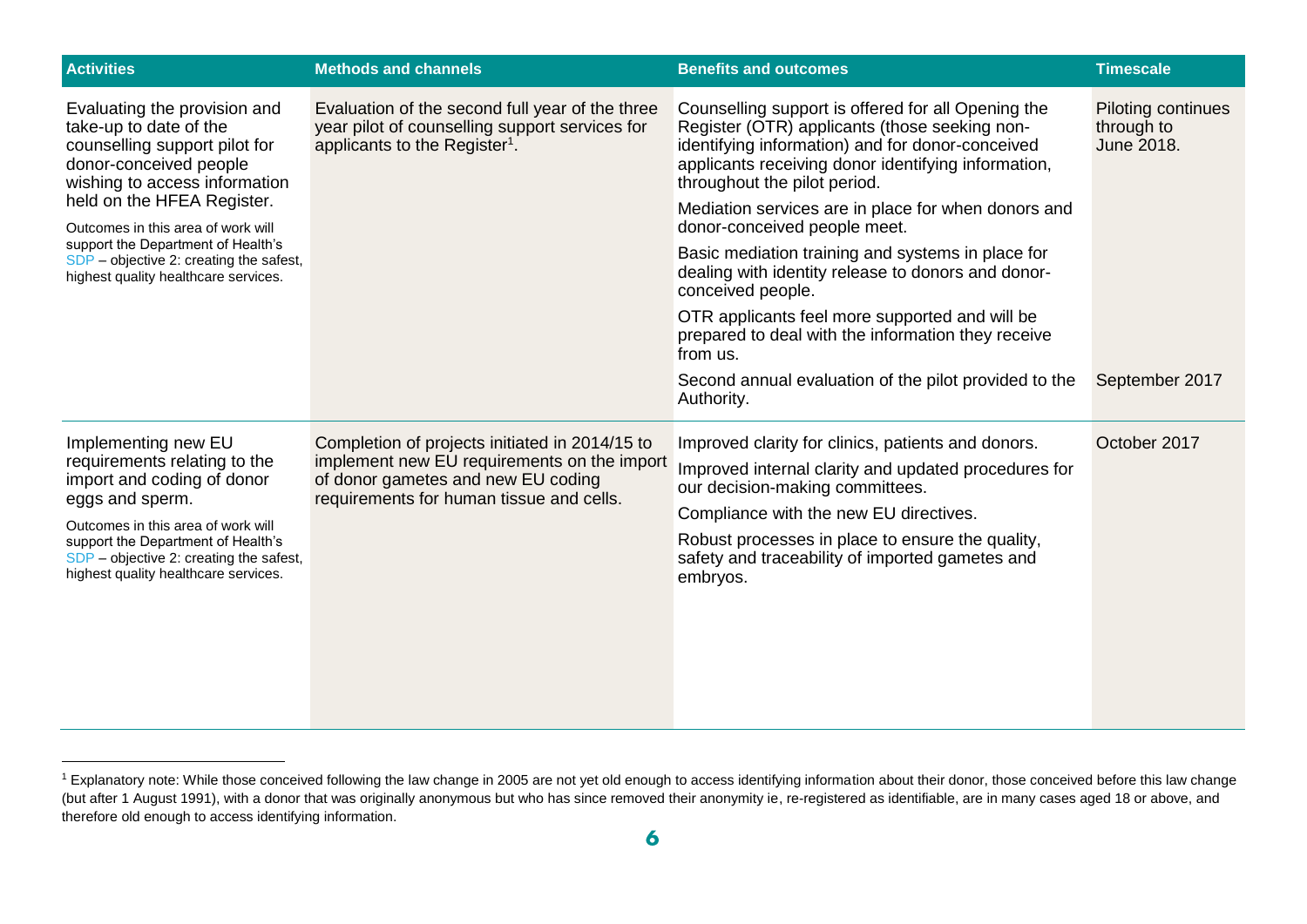| Activities | Methods and channels | Benefits and outcomes | Timescale |
| --- | --- | --- | --- |
| Evaluating the provision and take-up to date of the counselling support pilot for donor-conceived people wishing to access information held on the HFEA Register. Outcomes in this area of work will support the Department of Health's SDP – objective 2: creating the safest, highest quality healthcare services. | Evaluation of the second full year of the three year pilot of counselling support services for applicants to the Register[1]. | Counselling support is offered for all Opening the Register (OTR) applicants (those seeking non-identifying information) and for donor-conceived applicants receiving donor identifying information, throughout the pilot period. Mediation services are in place for when donors and donor-conceived people meet. Basic mediation training and systems in place for dealing with identity release to donors and donor-conceived people. OTR applicants feel more supported and will be prepared to deal with the information they receive from us. | Piloting continues through to June 2018. |
| | | Second annual evaluation of the pilot provided to the Authority. | September 2017 |
| Implementing new EU requirements relating to the import and coding of donor eggs and sperm. Outcomes in this area of work will support the Department of Health's SDP – objective 2: creating the safest, highest quality healthcare services. | Completion of projects initiated in 2014/15 to implement new EU requirements on the import of donor gametes and new EU coding requirements for human tissue and cells. | Improved clarity for clinics, patients and donors. Improved internal clarity and updated procedures for our decision-making committees. Compliance with the new EU directives. Robust processes in place to ensure the quality, safety and traceability of imported gametes and embryos. | October 2017 |

[1] Explanatory note: While those conceived following the law change in 2005 are not yet old enough to access identifying information about their donor, those conceived before this law change (but after 1 August 1991), with a donor that was originally anonymous but who has since removed their anonymity ie, re-registered as identifiable, are in many cases aged 18 or above, and therefore old enough to access identifying information.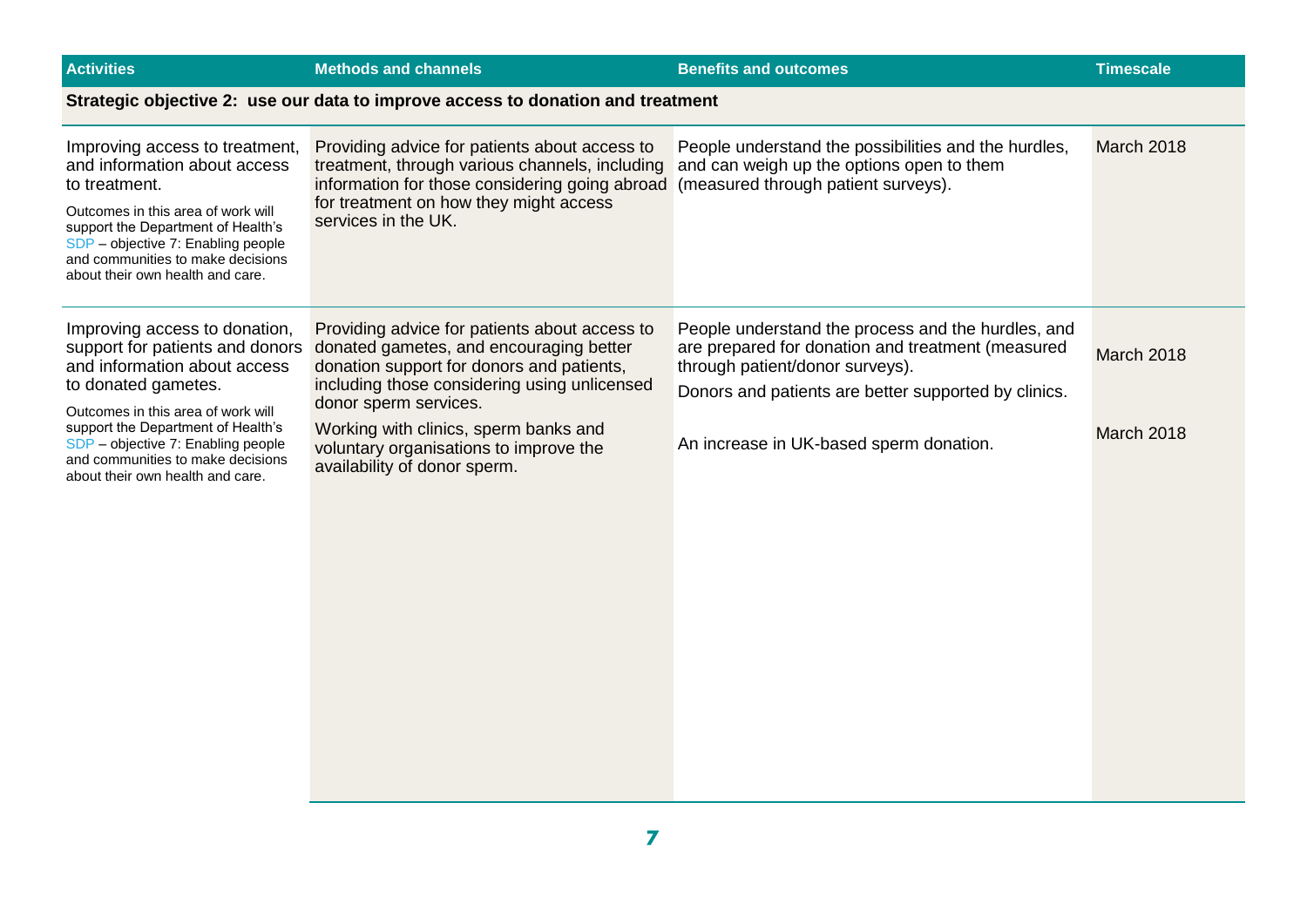| Activities | Methods and channels | Benefits and outcomes | Timescale |
|---|---|---|---|
| **Strategic objective 2: use our data to improve access to donation and treatment** | | | |
| Improving access to treatment, and information about access to treatment.<br><br>Outcomes in this area of work will support the Department of Health's SDP – objective 7: Enabling people and communities to make decisions about their own health and care. | Providing advice for patients about access to treatment, through various channels, including information for those considering going abroad for treatment on how they might access services in the UK. | People understand the possibilities and the hurdles, and can weigh up the options open to them (measured through patient surveys). | March 2018 |
| Improving access to donation, support for patients and donors and information about access to donated gametes.<br><br>Outcomes in this area of work will support the Department of Health's SDP – objective 7: Enabling people and communities to make decisions about their own health and care. | Providing advice for patients about access to donated gametes, and encouraging better donation support for donors and patients, including those considering using unlicensed donor sperm services.<br><br>Working with clinics, sperm banks and voluntary organisations to improve the availability of donor sperm. | People understand the process and the hurdles, and are prepared for donation and treatment (measured through patient/donor surveys).<br><br>Donors and patients are better supported by clinics.<br><br>An increase in UK-based sperm donation. | March 2018<br><br>March 2018 |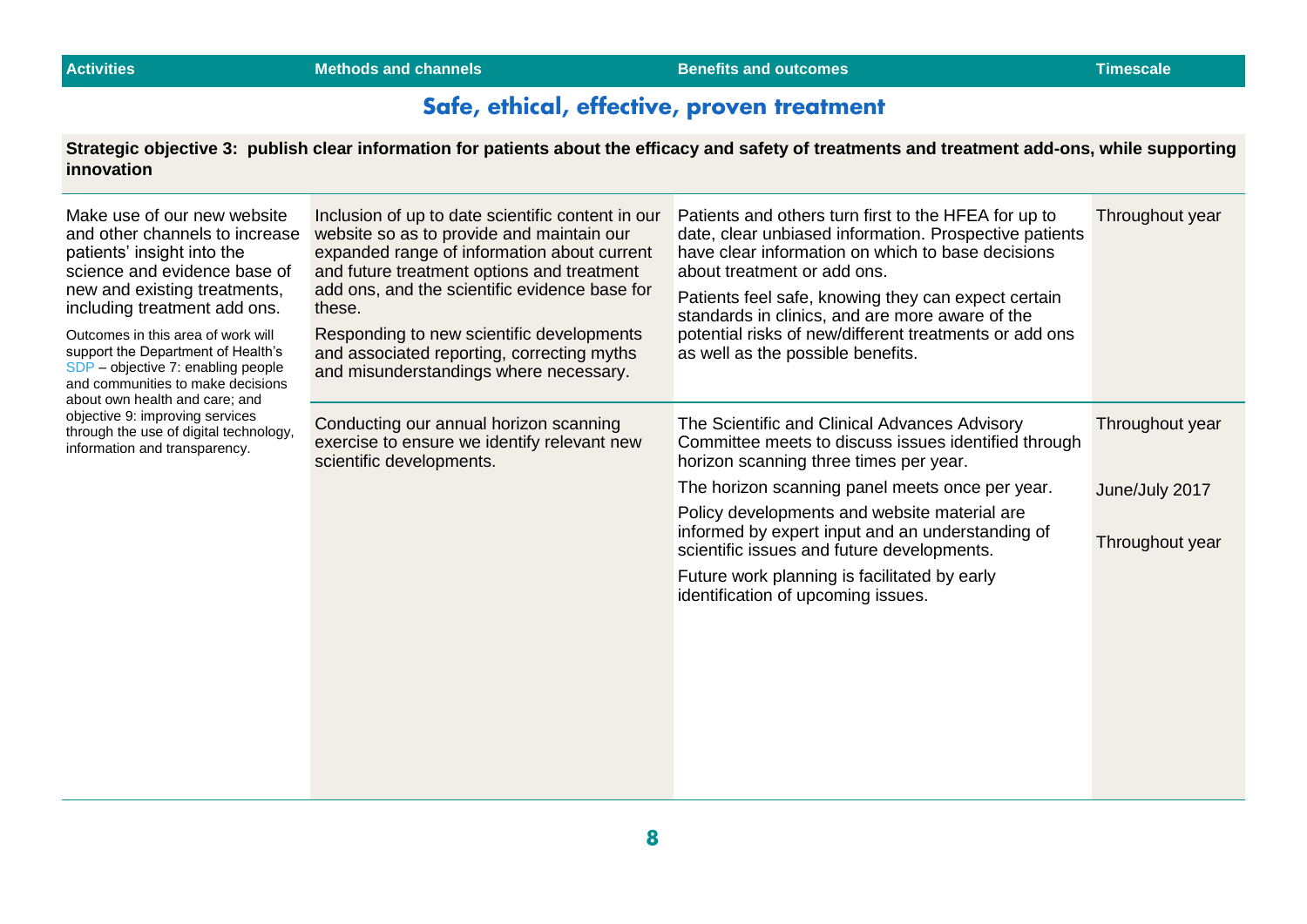| Activities | Methods and channels | Benefits and outcomes | Timescale |
|---|---|---|---|

## Safe, ethical, effective, proven treatment

**Strategic objective 3: publish clear information for patients about the efficacy and safety of treatments and treatment add-ons, while supporting innovation**

| Activities | Methods and channels | Benefits and outcomes | Timescale |
|---|---|---|---|
| Make use of our new website and other channels to increase patients' insight into the science and evidence base of new and existing treatments, including treatment add ons.<br><br>Outcomes in this area of work will support the Department of Health's SDP – objective 7: enabling people and communities to make decisions about own health and care; and objective 9: improving services through the use of digital technology, information and transparency. | Inclusion of up to date scientific content in our website so as to provide and maintain our expanded range of information about current and future treatment options and treatment add ons, and the scientific evidence base for these.<br><br>Responding to new scientific developments and associated reporting, correcting myths and misunderstandings where necessary. | Patients and others turn first to the HFEA for up to date, clear unbiased information. Prospective patients have clear information on which to base decisions about treatment or add ons.<br><br>Patients feel safe, knowing they can expect certain standards in clinics, and are more aware of the potential risks of new/different treatments or add ons as well as the possible benefits. | Throughout year |
| | Conducting our annual horizon scanning exercise to ensure we identify relevant new scientific developments. | The Scientific and Clinical Advances Advisory Committee meets to discuss issues identified through horizon scanning three times per year. | Throughout year |
| | | The horizon scanning panel meets once per year. | June/July 2017 |
| | | Policy developments and website material are informed by expert input and an understanding of scientific issues and future developments. | Throughout year |
| | | Future work planning is facilitated by early identification of upcoming issues. | |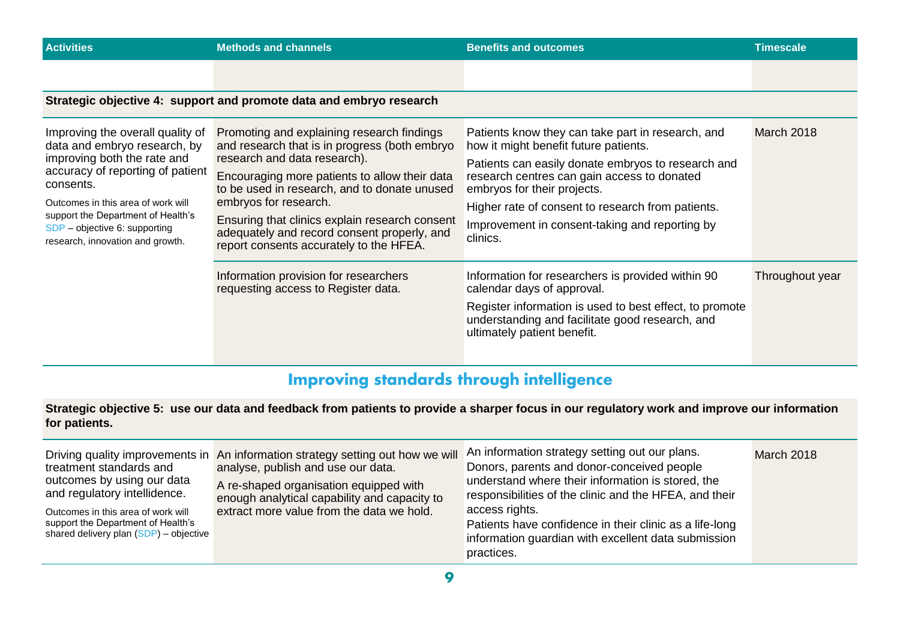| Activities | Methods and channels | Benefits and outcomes | Timescale |
|---|---|---|---|
| | | | |
| **Strategic objective 4: support and promote data and embryo research** | | | |
| Improving the overall quality of data and embryo research, by improving both the rate and accuracy of reporting of patient consents.<br><br>Outcomes in this area of work will support the Department of Health's SDP – objective 6: supporting research, innovation and growth. | Promoting and explaining research findings and research that is in progress (both embryo research and data research).<br><br>Encouraging more patients to allow their data to be used in research, and to donate unused embryos for research.<br><br>Ensuring that clinics explain research consent adequately and record consent properly, and report consents accurately to the HFEA. | Patients know they can take part in research, and how it might benefit future patients.<br><br>Patients can easily donate embryos to research and research centres can gain access to donated embryos for their projects.<br><br>Higher rate of consent to research from patients.<br><br>Improvement in consent-taking and reporting by clinics. | March 2018 |
| | Information provision for researchers requesting access to Register data. | Information for researchers is provided within 90 calendar days of approval.<br><br>Register information is used to best effect, to promote understanding and facilitate good research, and ultimately patient benefit. | Throughout year |

## Improving standards through intelligence

| Activities | Methods and channels | Benefits and outcomes | Timescale |
|---|---|---|---|
| **Strategic objective 5: use our data and feedback from patients to provide a sharper focus in our regulatory work and improve our information for patients.** | | | |
| Driving quality improvements in treatment standards and outcomes by using our data and regulatory intelligence.<br><br>Outcomes in this area of work will support the Department of Health's shared delivery plan (SDP) – objective | An information strategy setting out how we will analyse, publish and use our data.<br><br>A re-shaped organisation equipped with enough analytical capability and capacity to extract more value from the data we hold. | An information strategy setting out our plans.<br>Donors, parents and donor-conceived people understand where their information is stored, the responsibilities of the clinic and the HFEA, and their access rights.<br>Patients have confidence in their clinic as a life-long information guardian with excellent data submission practices. | March 2018 |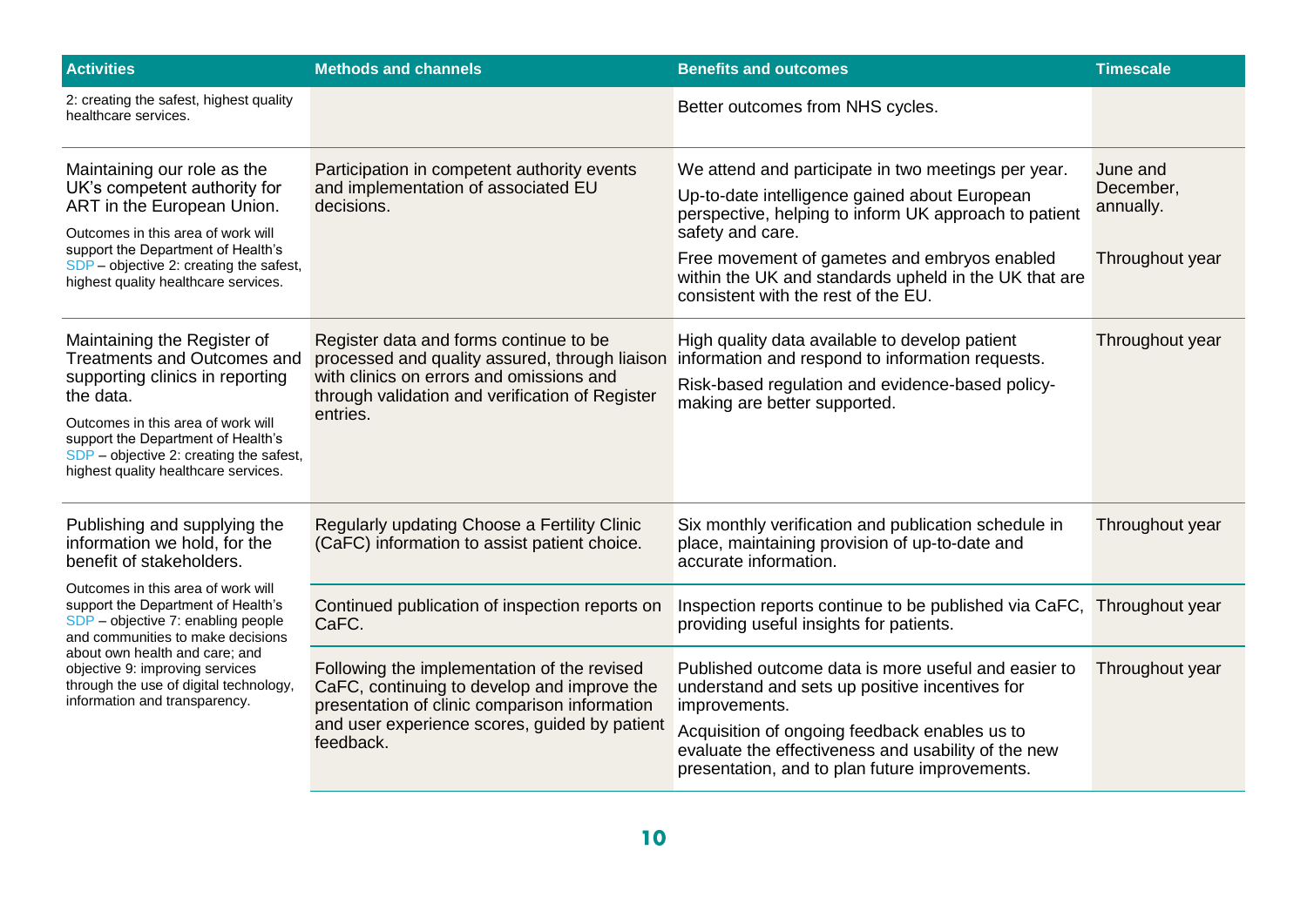| Activities | Methods and channels | Benefits and outcomes | Timescale |
|---|---|---|---|
| 2: creating the safest, highest quality healthcare services. | | Better outcomes from NHS cycles. | |
| Maintaining our role as the UK's competent authority for ART in the European Union.<br><br>Outcomes in this area of work will support the Department of Health's SDP – objective 2: creating the safest, highest quality healthcare services. | Participation in competent authority events and implementation of associated EU decisions. | We attend and participate in two meetings per year.<br><br>Up-to-date intelligence gained about European perspective, helping to inform UK approach to patient safety and care.<br><br>Free movement of gametes and embryos enabled within the UK and standards upheld in the UK that are consistent with the rest of the EU. | June and December, annually.<br><br>Throughout year |
| Maintaining the Register of Treatments and Outcomes and supporting clinics in reporting the data.<br><br>Outcomes in this area of work will support the Department of Health's SDP – objective 2: creating the safest, highest quality healthcare services. | Register data and forms continue to be processed and quality assured, through liaison with clinics on errors and omissions and through validation and verification of Register entries. | High quality data available to develop patient information and respond to information requests.<br><br>Risk-based regulation and evidence-based policy-making are better supported. | Throughout year |
| Publishing and supplying the information we hold, for the benefit of stakeholders.<br><br>Outcomes in this area of work will support the Department of Health's SDP – objective 7: enabling people and communities to make decisions about own health and care; and objective 9: improving services through the use of digital technology, information and transparency. | Regularly updating Choose a Fertility Clinic (CaFC) information to assist patient choice. | Six monthly verification and publication schedule in place, maintaining provision of up-to-date and accurate information. | Throughout year |
| | Continued publication of inspection reports on CaFC. | Inspection reports continue to be published via CaFC, providing useful insights for patients. | Throughout year |
| | Following the implementation of the revised CaFC, continuing to develop and improve the presentation of clinic comparison information and user experience scores, guided by patient feedback. | Published outcome data is more useful and easier to understand and sets up positive incentives for improvements.<br><br>Acquisition of ongoing feedback enables us to evaluate the effectiveness and usability of the new presentation, and to plan future improvements. | Throughout year |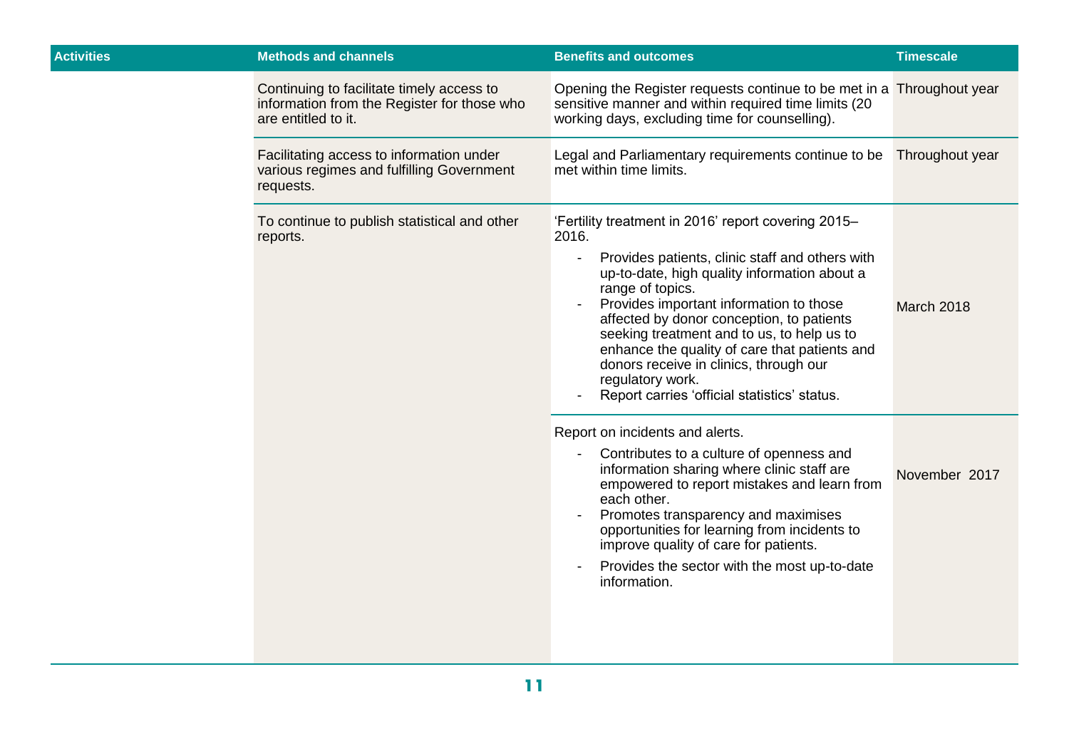| Activities | Methods and channels | Benefits and outcomes | Timescale |
| --- | --- | --- | --- |
| | Continuing to facilitate timely access to information from the Register for those who are entitled to it. | Opening the Register requests continue to be met in a sensitive manner and within required time limits (20 working days, excluding time for counselling). | Throughout year |
| | Facilitating access to information under various regimes and fulfilling Government requests. | Legal and Parliamentary requirements continue to be met within time limits. | Throughout year |
| | To continue to publish statistical and other reports. | 'Fertility treatment in 2016' report covering 2015–2016.<br>- Provides patients, clinic staff and others with up-to-date, high quality information about a range of topics.<br>- Provides important information to those affected by donor conception, to patients seeking treatment and to us, to help us to enhance the quality of care that patients and donors receive in clinics, through our regulatory work.<br>- Report carries 'official statistics' status. | March 2018 |
| | | Report on incidents and alerts.<br>- Contributes to a culture of openness and information sharing where clinic staff are empowered to report mistakes and learn from each other.<br>- Promotes transparency and maximises opportunities for learning from incidents to improve quality of care for patients.<br>- Provides the sector with the most up-to-date information. | November 2017 |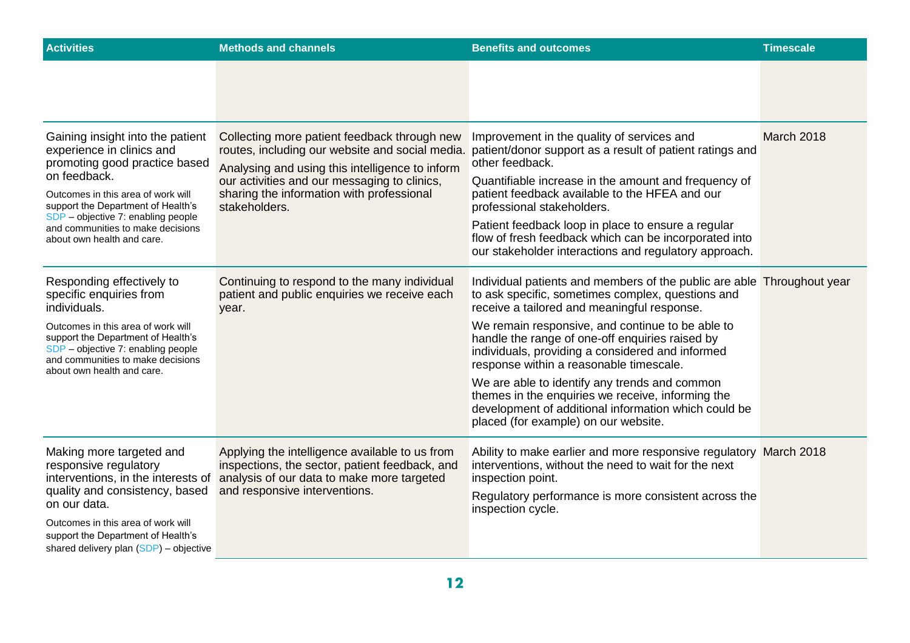| Activities | Methods and channels | Benefits and outcomes | Timescale |
|---|---|---|---|
| | | | |
| Gaining insight into the patient experience in clinics and promoting good practice based on feedback.<br><br>Outcomes in this area of work will support the Department of Health's SDP – objective 7: enabling people and communities to make decisions about own health and care. | Collecting more patient feedback through new routes, including our website and social media.<br><br>Analysing and using this intelligence to inform our activities and our messaging to clinics, sharing the information with professional stakeholders. | Improvement in the quality of services and patient/donor support as a result of patient ratings and other feedback.<br><br>Quantifiable increase in the amount and frequency of patient feedback available to the HFEA and our professional stakeholders.<br><br>Patient feedback loop in place to ensure a regular flow of fresh feedback which can be incorporated into our stakeholder interactions and regulatory approach. | March 2018 |
| Responding effectively to specific enquiries from individuals.<br><br>Outcomes in this area of work will support the Department of Health's SDP – objective 7: enabling people and communities to make decisions about own health and care. | Continuing to respond to the many individual patient and public enquiries we receive each year. | Individual patients and members of the public are able to ask specific, sometimes complex, questions and receive a tailored and meaningful response.<br><br>We remain responsive, and continue to be able to handle the range of one-off enquiries raised by individuals, providing a considered and informed response within a reasonable timescale.<br><br>We are able to identify any trends and common themes in the enquiries we receive, informing the development of additional information which could be placed (for example) on our website. | Throughout year |
| Making more targeted and responsive regulatory interventions, in the interests of quality and consistency, based on our data.<br><br>Outcomes in this area of work will support the Department of Health's shared delivery plan (SDP) – objective | Applying the intelligence available to us from inspections, the sector, patient feedback, and analysis of our data to make more targeted and responsive interventions. | Ability to make earlier and more responsive regulatory interventions, without the need to wait for the next inspection point.<br><br>Regulatory performance is more consistent across the inspection cycle. | March 2018 |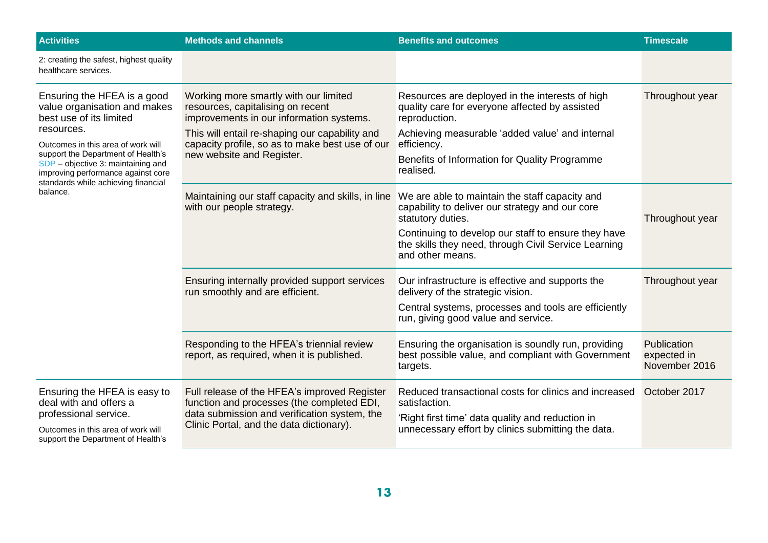| Activities | Methods and channels | Benefits and outcomes | Timescale |
|---|---|---|---|
| 2: creating the safest, highest quality healthcare services. | | | |
| Ensuring the HFEA is a good value organisation and makes best use of its limited resources. Outcomes in this area of work will support the Department of Health's SDP – objective 3: maintaining and improving performance against core standards while achieving financial balance. | Working more smartly with our limited resources, capitalising on recent improvements in our information systems. This will entail re-shaping our capability and capacity profile, so as to make best use of our new website and Register. | Resources are deployed in the interests of high quality care for everyone affected by assisted reproduction. Achieving measurable 'added value' and internal efficiency. Benefits of Information for Quality Programme realised. | Throughout year |
| | Maintaining our staff capacity and skills, in line with our people strategy. | We are able to maintain the staff capacity and capability to deliver our strategy and our core statutory duties. Continuing to develop our staff to ensure they have the skills they need, through Civil Service Learning and other means. | Throughout year |
| | Ensuring internally provided support services run smoothly and are efficient. | Our infrastructure is effective and supports the delivery of the strategic vision. Central systems, processes and tools are efficiently run, giving good value and service. | Throughout year |
| | Responding to the HFEA's triennial review report, as required, when it is published. | Ensuring the organisation is soundly run, providing best possible value, and compliant with Government targets. | Publication expected in November 2016 |
| Ensuring the HFEA is easy to deal with and offers a professional service. Outcomes in this area of work will support the Department of Health's | Full release of the HFEA's improved Register function and processes (the completed EDI, data submission and verification system, the Clinic Portal, and the data dictionary). | Reduced transactional costs for clinics and increased satisfaction. 'Right first time' data quality and reduction in unnecessary effort by clinics submitting the data. | October 2017 |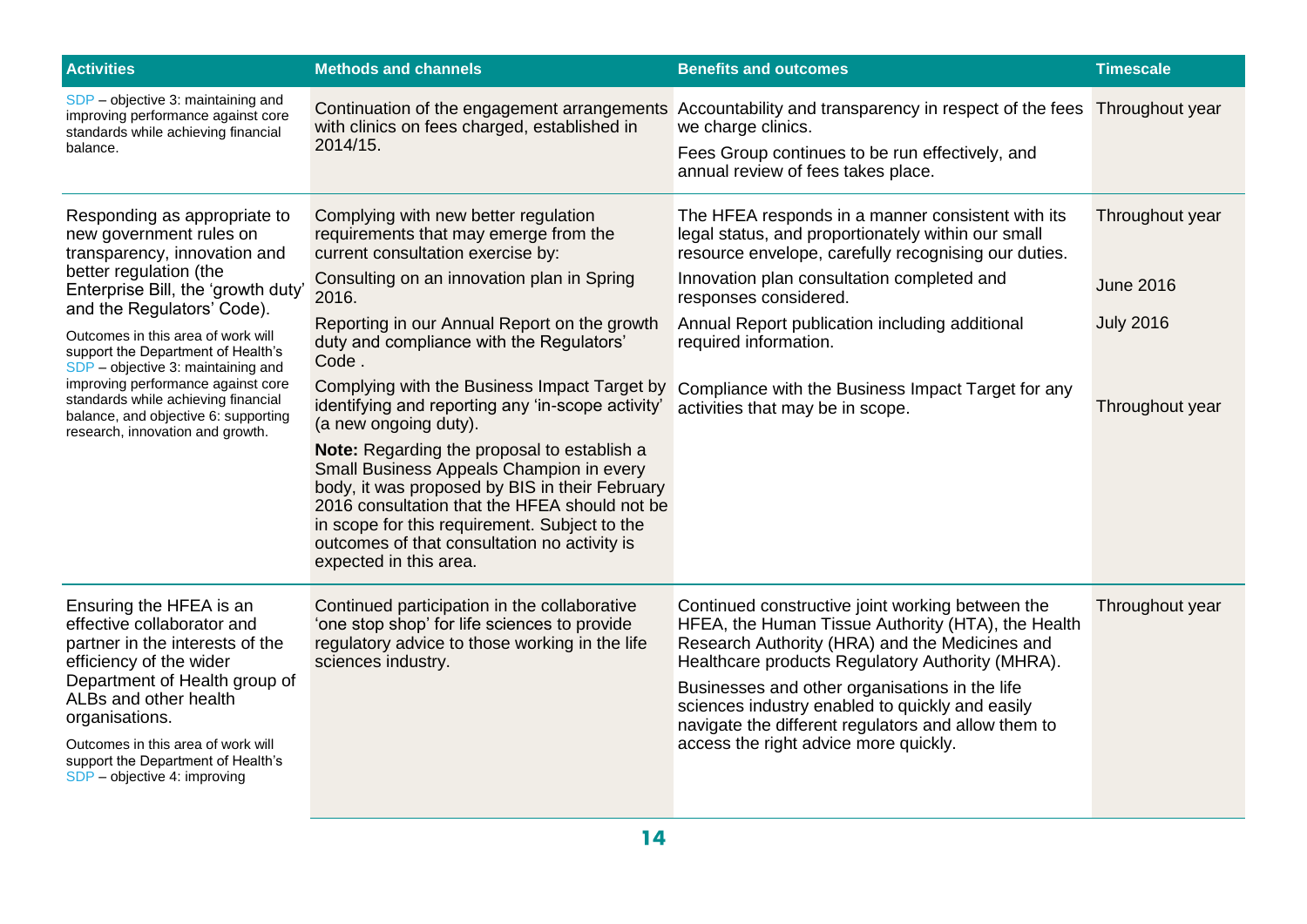| Activities | Methods and channels | Benefits and outcomes | Timescale |
|---|---|---|---|
| SDP – objective 3: maintaining and improving performance against core standards while achieving financial balance. | Continuation of the engagement arrangements with clinics on fees charged, established in 2014/15. | Accountability and transparency in respect of the fees we charge clinics.<br><br>Fees Group continues to be run effectively, and annual review of fees takes place. | Throughout year |
| Responding as appropriate to new government rules on transparency, innovation and better regulation (the Enterprise Bill, the 'growth duty' and the Regulators' Code).<br><br>Outcomes in this area of work will support the Department of Health's SDP – objective 3: maintaining and improving performance against core standards while achieving financial balance, and objective 6: supporting research, innovation and growth. | Complying with new better regulation requirements that may emerge from the current consultation exercise by: | The HFEA responds in a manner consistent with its legal status, and proportionately within our small resource envelope, carefully recognising our duties. | Throughout year |
| | Consulting on an innovation plan in Spring 2016. | Innovation plan consultation completed and responses considered. | June 2016 |
| | Reporting in our Annual Report on the growth duty and compliance with the Regulators' Code . | Annual Report publication including additional required information. | July 2016 |
| | Complying with the Business Impact Target by identifying and reporting any 'in-scope activity' (a new ongoing duty). | Compliance with the Business Impact Target for any activities that may be in scope. | Throughout year |
| | **Note:** Regarding the proposal to establish a Small Business Appeals Champion in every body, it was proposed by BIS in their February 2016 consultation that the HFEA should not be in scope for this requirement. Subject to the outcomes of that consultation no activity is expected in this area. | | |
| Ensuring the HFEA is an effective collaborator and partner in the interests of the efficiency of the wider Department of Health group of ALBs and other health organisations.<br><br>Outcomes in this area of work will support the Department of Health's SDP – objective 4: improving | Continued participation in the collaborative 'one stop shop' for life sciences to provide regulatory advice to those working in the life sciences industry. | Continued constructive joint working between the HFEA, the Human Tissue Authority (HTA), the Health Research Authority (HRA) and the Medicines and Healthcare products Regulatory Authority (MHRA).<br><br>Businesses and other organisations in the life sciences industry enabled to quickly and easily navigate the different regulators and allow them to access the right advice more quickly. | Throughout year |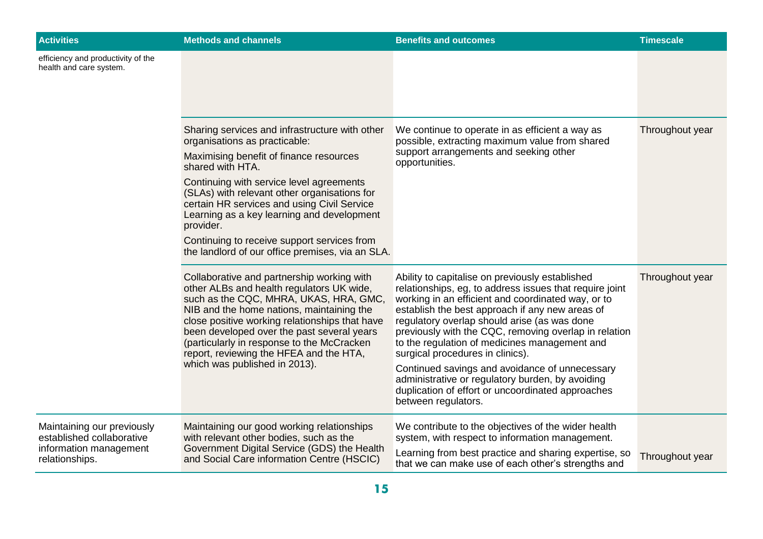| Activities | Methods and channels | Benefits and outcomes | Timescale |
|---|---|---|---|
| efficiency and productivity of the health and care system. | | | |
| | Sharing services and infrastructure with other organisations as practicable:<br><br>Maximising benefit of finance resources shared with HTA.<br><br>Continuing with service level agreements (SLAs) with relevant other organisations for certain HR services and using Civil Service Learning as a key learning and development provider.<br><br>Continuing to receive support services from the landlord of our office premises, via an SLA. | We continue to operate in as efficient a way as possible, extracting maximum value from shared support arrangements and seeking other opportunities. | Throughout year |
| | Collaborative and partnership working with other ALBs and health regulators UK wide, such as the CQC, MHRA, UKAS, HRA, GMC, NIB and the home nations, maintaining the close positive working relationships that have been developed over the past several years (particularly in response to the McCracken report, reviewing the HFEA and the HTA, which was published in 2013). | Ability to capitalise on previously established relationships, eg, to address issues that require joint working in an efficient and coordinated way, or to establish the best approach if any new areas of regulatory overlap should arise (as was done previously with the CQC, removing overlap in relation to the regulation of medicines management and surgical procedures in clinics).<br><br>Continued savings and avoidance of unnecessary administrative or regulatory burden, by avoiding duplication of effort or uncoordinated approaches between regulators. | Throughout year |
| Maintaining our previously established collaborative information management relationships. | Maintaining our good working relationships with relevant other bodies, such as the Government Digital Service (GDS) the Health and Social Care information Centre (HSCIC) | We contribute to the objectives of the wider health system, with respect to information management.<br><br>Learning from best practice and sharing expertise, so that we can make use of each other's strengths and | Throughout year |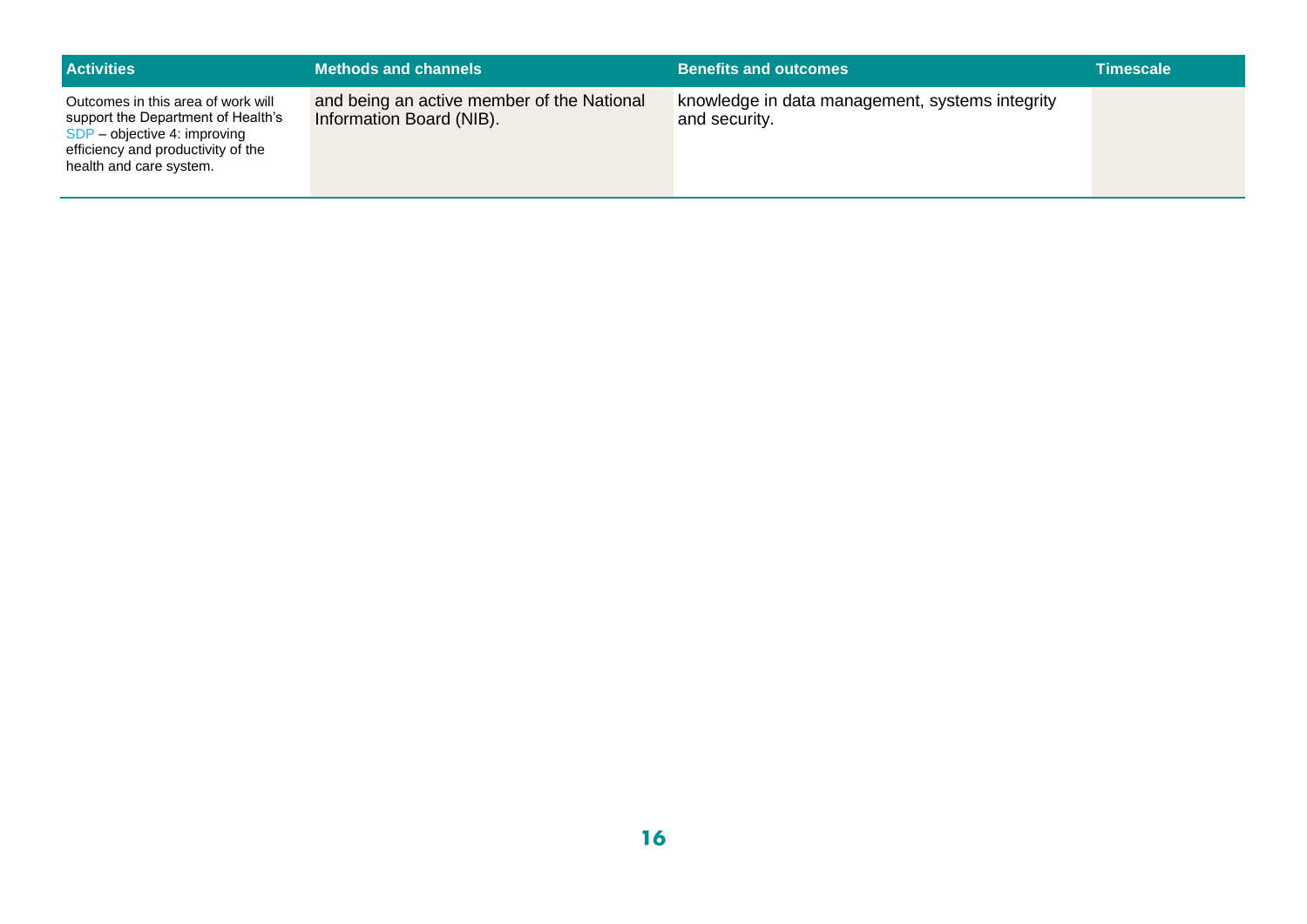| Activities | Methods and channels | Benefits and outcomes | Timescale |
| --- | --- | --- | --- |
| Outcomes in this area of work will support the Department of Health's SDP – objective 4: improving efficiency and productivity of the health and care system. | and being an active member of the National Information Board (NIB). | knowledge in data management, systems integrity and security. | |